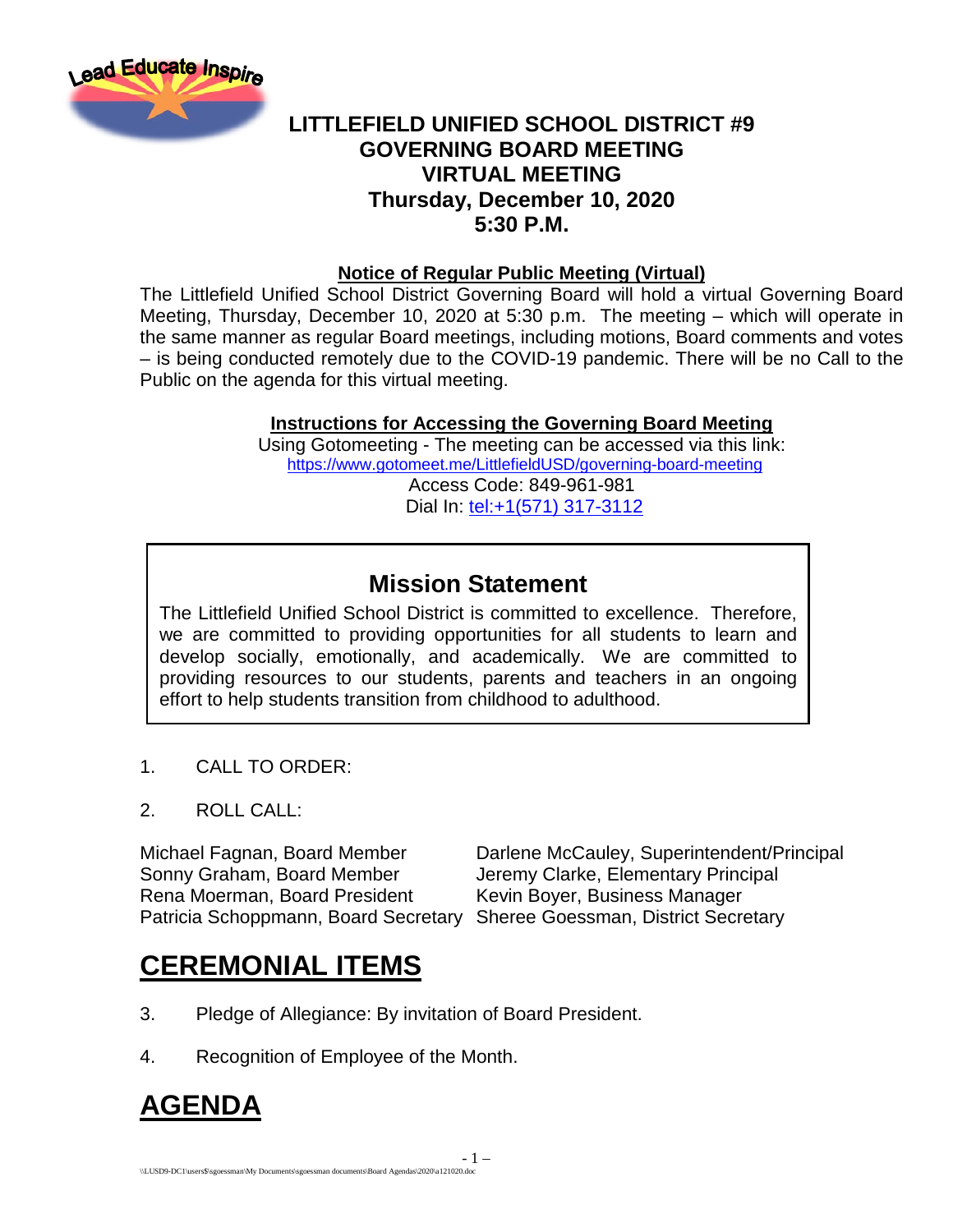# LITTLEFIELD UNIFIED SCHOOL DISTRICT #9
## GOVERNING BOARD MEETING
## VIRTUAL MEETING
## Thursday, December 10, 2020
## 5:30 P.M.

**Notice of Regular Public Meeting (Virtual)**

The Littlefield Unified School District Governing Board will hold a virtual Governing Board Meeting, Thursday, December 10, 2020 at 5:30 p.m. The meeting – which will operate in the same manner as regular Board meetings, including motions, Board comments and votes – is being conducted remotely due to the COVID-19 pandemic. There will be no Call to the Public on the agenda for this virtual meeting.

**Instructions for Accessing the Governing Board Meeting**

Using Gotomeeting - The meeting can be accessed via this link:
https://www.gotomeet.me/LittlefieldUSD/governing-board-meeting
Access Code: 849-961-981
Dial In: tel:+1(571) 317-3112

## Mission Statement

The Littlefield Unified School District is committed to excellence. Therefore, we are committed to providing opportunities for all students to learn and develop socially, emotionally, and academically. We are committed to providing resources to our students, parents and teachers in an ongoing effort to help students transition from childhood to adulthood.

1. CALL TO ORDER:

2. ROLL CALL:

Michael Fagnan, Board Member
Sonny Graham, Board Member
Rena Moerman, Board President
Patricia Schoppmann, Board Secretary

Darlene McCauley, Superintendent/Principal
Jeremy Clarke, Elementary Principal
Kevin Boyer, Business Manager
Sheree Goessman, District Secretary

# CEREMONIAL ITEMS

3. Pledge of Allegiance: By invitation of Board President.

4. Recognition of Employee of the Month.

# AGENDA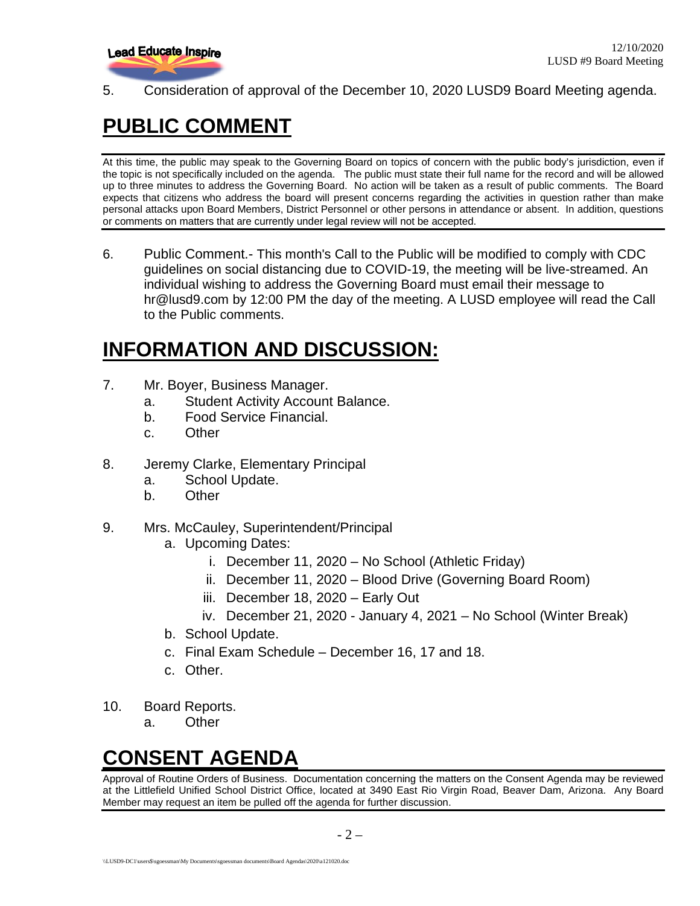5. Consideration of approval of the December 10, 2020 LUSD9 Board Meeting agenda.

# PUBLIC COMMENT

At this time, the public may speak to the Governing Board on topics of concern with the public body's jurisdiction, even if the topic is not specifically included on the agenda. The public must state their full name for the record and will be allowed up to three minutes to address the Governing Board. No action will be taken as a result of public comments. The Board expects that citizens who address the board will present concerns regarding the activities in question rather than make personal attacks upon Board Members, District Personnel or other persons in attendance or absent. In addition, questions or comments on matters that are currently under legal review will not be accepted.

6. Public Comment.- This month's Call to the Public will be modified to comply with CDC guidelines on social distancing due to COVID-19, the meeting will be live-streamed. An individual wishing to address the Governing Board must email their message to hr@lusd9.com by 12:00 PM the day of the meeting. A LUSD employee will read the Call to the Public comments.

# INFORMATION AND DISCUSSION:

7. Mr. Boyer, Business Manager.
   a. Student Activity Account Balance.
   b. Food Service Financial.
   c. Other

8. Jeremy Clarke, Elementary Principal
   a. School Update.
   b. Other

9. Mrs. McCauley, Superintendent/Principal
   a. Upcoming Dates:
      i. December 11, 2020 – No School (Athletic Friday)
      ii. December 11, 2020 – Blood Drive (Governing Board Room)
      iii. December 18, 2020 – Early Out
      iv. December 21, 2020 - January 4, 2021 – No School (Winter Break)
   b. School Update.
   c. Final Exam Schedule – December 16, 17 and 18.
   c. Other.

10. Board Reports.
    a. Other

# CONSENT AGENDA

Approval of Routine Orders of Business. Documentation concerning the matters on the Consent Agenda may be reviewed at the Littlefield Unified School District Office, located at 3490 East Rio Virgin Road, Beaver Dam, Arizona. Any Board Member may request an item be pulled off the agenda for further discussion.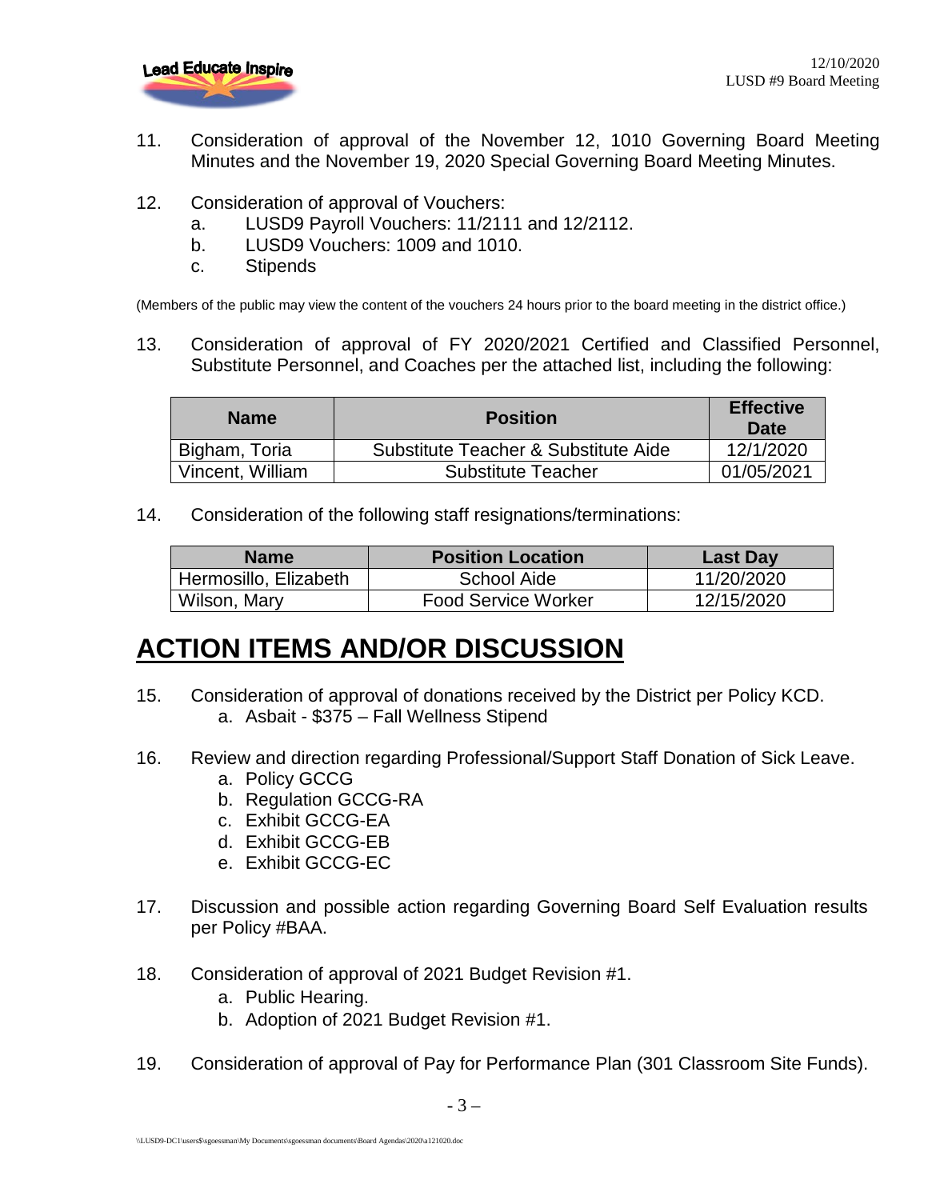11. Consideration of approval of the November 12, 1010 Governing Board Meeting Minutes and the November 19, 2020 Special Governing Board Meeting Minutes.

12. Consideration of approval of Vouchers:
    a. LUSD9 Payroll Vouchers: 11/2111 and 12/2112.
    b. LUSD9 Vouchers: 1009 and 1010.
    c. Stipends

(Members of the public may view the content of the vouchers 24 hours prior to the board meeting in the district office.)

13. Consideration of approval of FY 2020/2021 Certified and Classified Personnel, Substitute Personnel, and Coaches per the attached list, including the following:

| Name | Position | Effective Date |
|---|---|---|
| Bigham, Toria | Substitute Teacher & Substitute Aide | 12/1/2020 |
| Vincent, William | Substitute Teacher | 01/05/2021 |

14. Consideration of the following staff resignations/terminations:

| Name | Position Location | Last Day |
|---|---|---|
| Hermosillo, Elizabeth | School Aide | 11/20/2020 |
| Wilson, Mary | Food Service Worker | 12/15/2020 |

# ACTION ITEMS AND/OR DISCUSSION

15. Consideration of approval of donations received by the District per Policy KCD.
    a. Asbait - $375 – Fall Wellness Stipend

16. Review and direction regarding Professional/Support Staff Donation of Sick Leave.
    a. Policy GCCG
    b. Regulation GCCG-RA
    c. Exhibit GCCG-EA
    d. Exhibit GCCG-EB
    e. Exhibit GCCG-EC

17. Discussion and possible action regarding Governing Board Self Evaluation results per Policy #BAA.

18. Consideration of approval of 2021 Budget Revision #1.
    a. Public Hearing.
    b. Adoption of 2021 Budget Revision #1.

19. Consideration of approval of Pay for Performance Plan (301 Classroom Site Funds).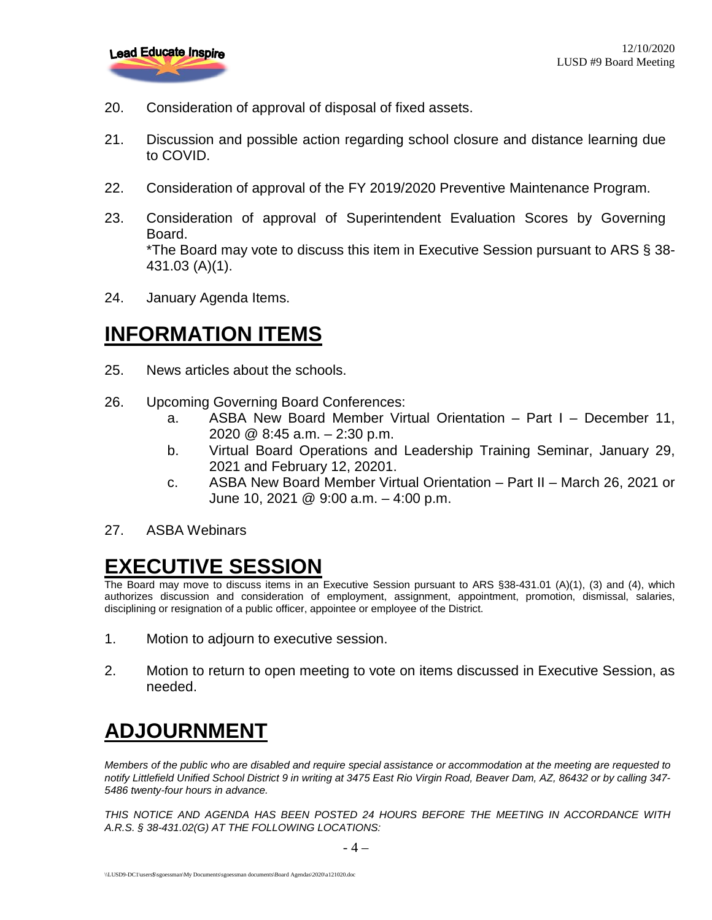20. Consideration of approval of disposal of fixed assets.

21. Discussion and possible action regarding school closure and distance learning due to COVID.

22. Consideration of approval of the FY 2019/2020 Preventive Maintenance Program.

23. Consideration of approval of Superintendent Evaluation Scores by Governing Board.
    *The Board may vote to discuss this item in Executive Session pursuant to ARS § 38-431.03 (A)(1).

24. January Agenda Items.

# INFORMATION ITEMS

25. News articles about the schools.

26. Upcoming Governing Board Conferences:
    a. ASBA New Board Member Virtual Orientation – Part I – December 11, 2020 @ 8:45 a.m. – 2:30 p.m.
    b. Virtual Board Operations and Leadership Training Seminar, January 29, 2021 and February 12, 20201.
    c. ASBA New Board Member Virtual Orientation – Part II – March 26, 2021 or June 10, 2021 @ 9:00 a.m. – 4:00 p.m.

27. ASBA Webinars

# EXECUTIVE SESSION

The Board may move to discuss items in an Executive Session pursuant to ARS §38-431.01 (A)(1), (3) and (4), which authorizes discussion and consideration of employment, assignment, appointment, promotion, dismissal, salaries, disciplining or resignation of a public officer, appointee or employee of the District.

1. Motion to adjourn to executive session.

2. Motion to return to open meeting to vote on items discussed in Executive Session, as needed.

# ADJOURNMENT

*Members of the public who are disabled and require special assistance or accommodation at the meeting are requested to notify Littlefield Unified School District 9 in writing at 3475 East Rio Virgin Road, Beaver Dam, AZ, 86432 or by calling 347-5486 twenty-four hours in advance.*

*THIS NOTICE AND AGENDA HAS BEEN POSTED 24 HOURS BEFORE THE MEETING IN ACCORDANCE WITH A.R.S. § 38-431.02(G) AT THE FOLLOWING LOCATIONS:*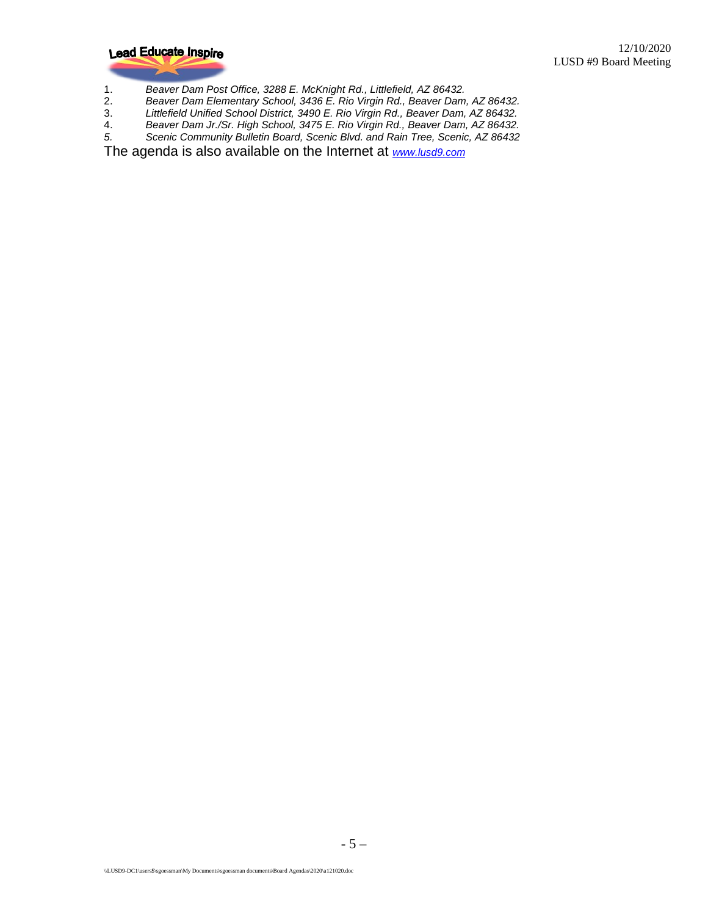1. *Beaver Dam Post Office, 3288 E. McKnight Rd., Littlefield, AZ 86432.*
2. *Beaver Dam Elementary School, 3436 E. Rio Virgin Rd., Beaver Dam, AZ 86432.*
3. *Littlefield Unified School District, 3490 E. Rio Virgin Rd., Beaver Dam, AZ 86432.*
4. *Beaver Dam Jr./Sr. High School, 3475 E. Rio Virgin Rd., Beaver Dam, AZ 86432.*
5. *Scenic Community Bulletin Board, Scenic Blvd. and Rain Tree, Scenic, AZ 86432*

The agenda is also available on the Internet at *www.lusd9.com*